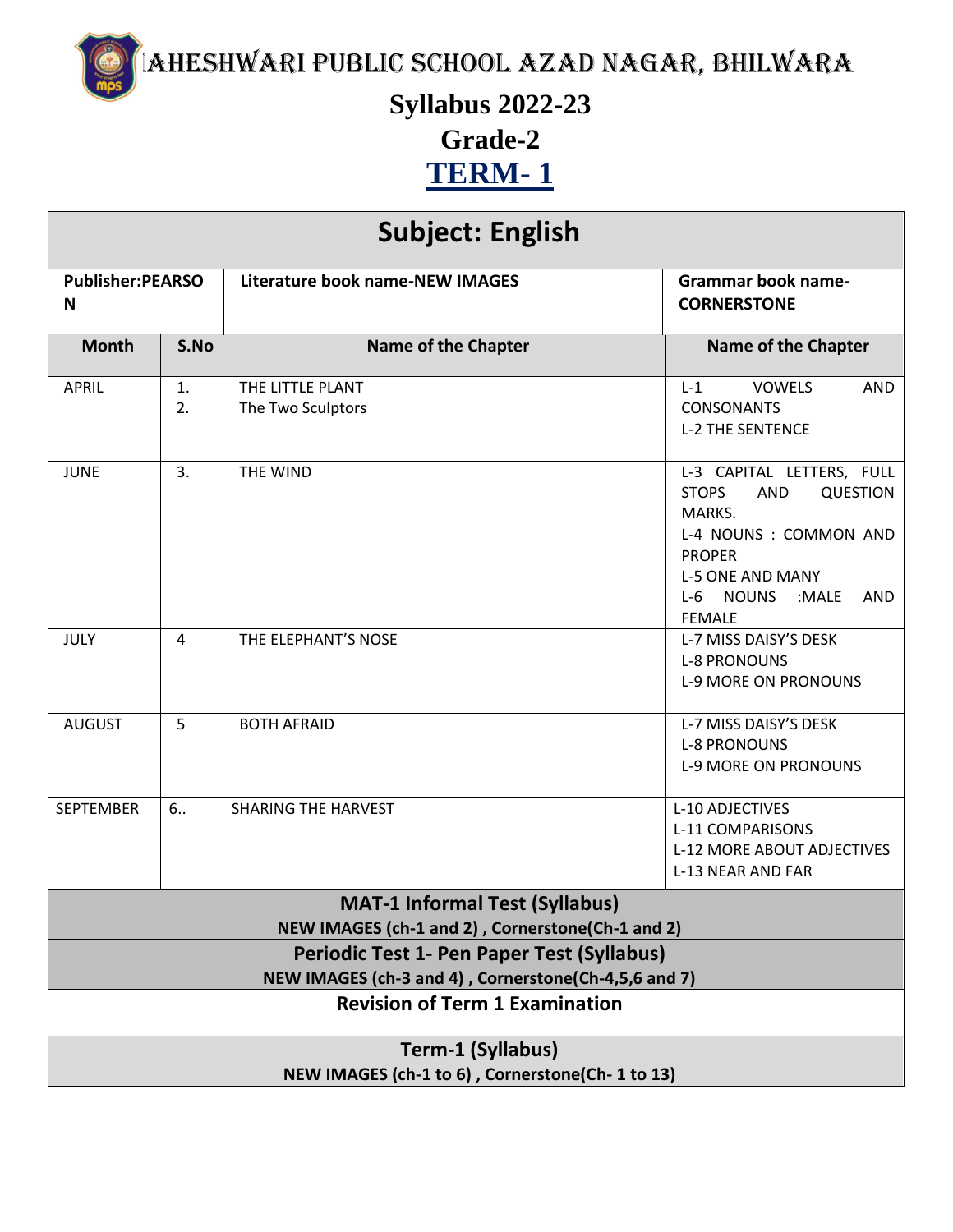# MAHESHWARI PUBLIC SCHOOL AZAD NAGAR, BHILWARA

## Syllabus 2022-23

## Grade-2

## TERM- 1

| Subject: English | | | |
|---|---|---|---|
| **Publisher:PEARSON** | | **Literature book name-NEW IMAGES** | **Grammar book name-CORNERSTONE** |
| **Month** | **S.No** | **Name of the Chapter** | **Name of the Chapter** |
| APRIL | 1.<br>2. | THE LITTLE PLANT<br>The Two Sculptors | L-1 VOWELS AND CONSONANTS<br>L-2 THE SENTENCE |
| JUNE | 3. | THE WIND | L-3 CAPITAL LETTERS, FULL STOPS AND QUESTION MARKS.<br>L-4 NOUNS : COMMON AND PROPER<br>L-5 ONE AND MANY<br>L-6 NOUNS :MALE AND FEMALE |
| JULY | 4 | THE ELEPHANT'S NOSE | L-7 MISS DAISY'S DESK<br>L-8 PRONOUNS<br>L-9 MORE ON PRONOUNS |
| AUGUST | 5 | BOTH AFRAID | L-7 MISS DAISY'S DESK<br>L-8 PRONOUNS<br>L-9 MORE ON PRONOUNS |
| SEPTEMBER | 6.. | SHARING THE HARVEST | L-10 ADJECTIVES<br>L-11 COMPARISONS<br>L-12 MORE ABOUT ADJECTIVES<br>L-13 NEAR AND FAR |

**MAT-1 Informal Test (Syllabus)**
**NEW IMAGES (ch-1 and 2) , Cornerstone(Ch-1 and 2)**

**Periodic Test 1- Pen Paper Test (Syllabus)**
**NEW IMAGES (ch-3 and 4) , Cornerstone(Ch-4,5,6 and 7)**

**Revision of Term 1 Examination**

**Term-1 (Syllabus)**
**NEW IMAGES (ch-1 to 6) , Cornerstone(Ch- 1 to 13)**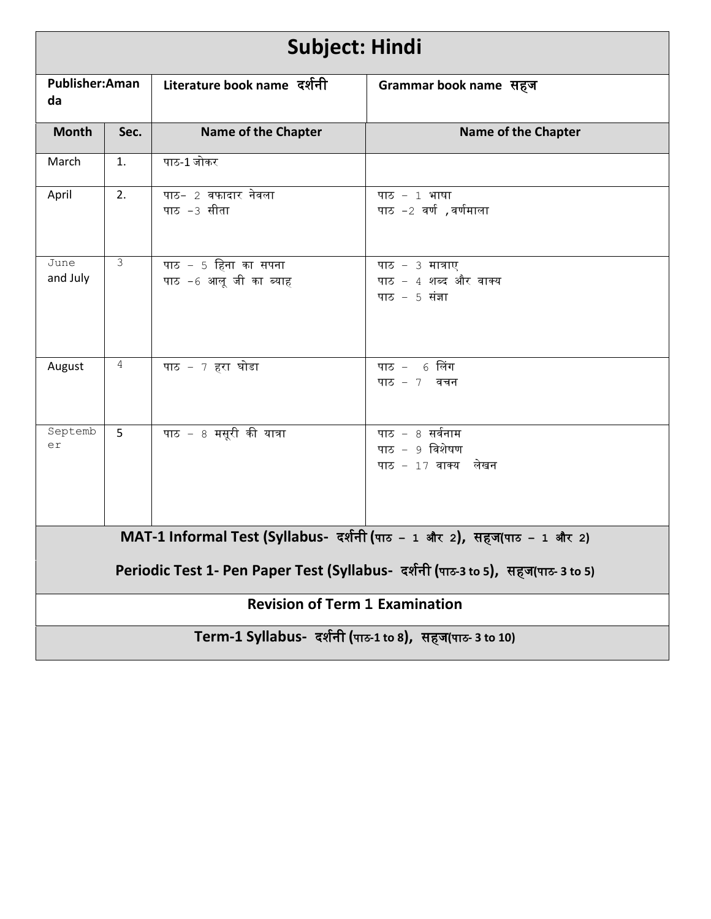# Subject: Hindi

| Publisher:Amanda | | Literature book name दर्शनी | Grammar book name सहज |
|---|---|---|---|
| **Month** | **Sec.** | **Name of the Chapter** | **Name of the Chapter** |
| March | 1. | पाठ-1 जोकर | |
| April | 2. | पाठ- 2 वफादार नेवला<br>पाठ -3 सीता | पाठ - 1 भाषा<br>पाठ -2 वर्ण ,वर्णमाला |
| June and July | 3 | पाठ - 5 हिना का सपना<br>पाठ -6 आलू जी का ब्याह | पाठ - 3 मात्राए<br>पाठ - 4 शब्द और वाक्य<br>पाठ - 5 संज्ञा |
| August | 4 | पाठ - 7 हरा घोडा | पाठ - 6 लिंग<br>पाठ - 7 वचन |
| September | 5 | पाठ - 8 मसूरी की यात्रा | पाठ - 8 सर्वनाम<br>पाठ - 9 विशेषण<br>पाठ - 17 वाक्य लेखन |

**MAT-1 Informal Test (Syllabus- दर्शनी (पाठ – 1 और 2), सहज(पाठ – 1 और 2)**

**Periodic Test 1- Pen Paper Test (Syllabus- दर्शनी (पाठ-3 to 5), सहज(पाठ- 3 to 5)**

**Revision of Term 1 Examination**

**Term-1 Syllabus- दर्शनी (पाठ-1 to 8), सहज(पाठ- 3 to 10)**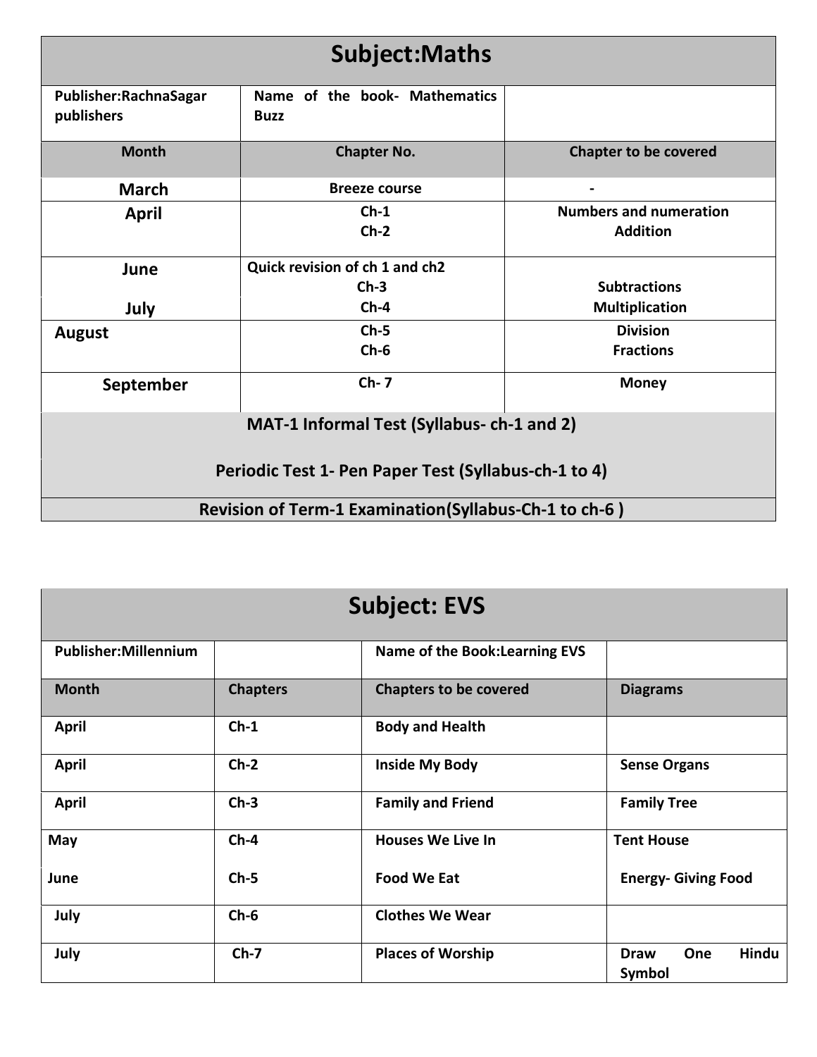## Subject:Maths

| Publisher:RachnaSagar publishers | Name of the book- Mathematics Buzz | |
|---|---|---|
| **Month** | **Chapter No.** | **Chapter to be covered** |
| March | Breeze course | - |
| April | Ch-1<br>Ch-2 | Numbers and numeration<br>Addition |
| June | Quick revision of ch 1 and ch2<br>Ch-3 | Subtractions |
| July | Ch-4 | Multiplication |
| August | Ch-5<br>Ch-6 | Division<br>Fractions |
| September | Ch- 7 | Money |
| MAT-1 Informal Test (Syllabus- ch-1 and 2)<br>Periodic Test 1- Pen Paper Test (Syllabus-ch-1 to 4) | | |
| Revision of Term-1 Examination(Syllabus-Ch-1 to ch-6 ) | | |

## Subject: EVS

| Publisher:Millennium | | Name of the Book:Learning EVS | |
|---|---|---|---|
| **Month** | **Chapters** | **Chapters to be covered** | **Diagrams** |
| April | Ch-1 | Body and Health | |
| April | Ch-2 | Inside My Body | Sense Organs |
| April | Ch-3 | Family and Friend | Family Tree |
| May | Ch-4 | Houses We Live In | Tent House |
| June | Ch-5 | Food We Eat | Energy- Giving Food |
| July | Ch-6 | Clothes We Wear | |
| July | Ch-7 | Places of Worship | Draw One Hindu Symbol |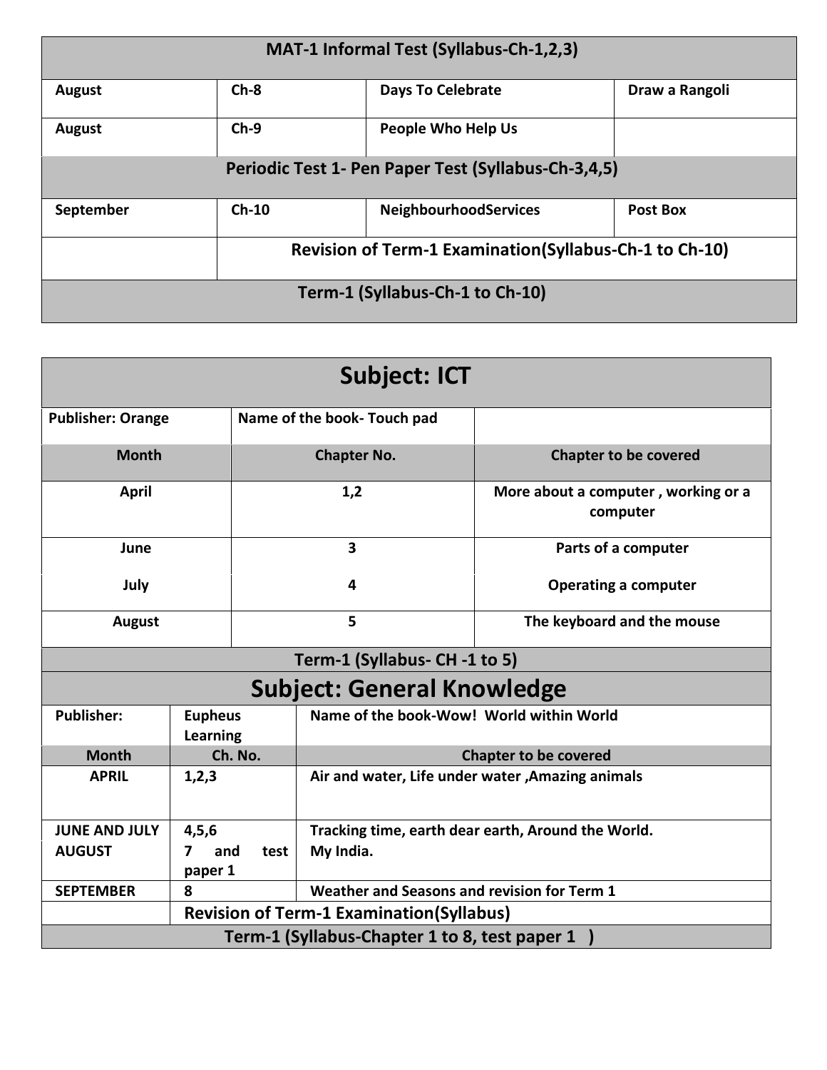| | | | |
|---|---|---|---|
| **MAT-1 Informal Test (Syllabus-Ch-1,2,3)** | | | |
| **August** | **Ch-8** | **Days To Celebrate** | **Draw a Rangoli** |
| **August** | **Ch-9** | **People Who Help Us** | |
| **Periodic Test 1- Pen Paper Test (Syllabus-Ch-3,4,5)** | | | |
| **September** | **Ch-10** | **NeighbourhoodServices** | **Post Box** |
| | **Revision of Term-1 Examination(Syllabus-Ch-1 to Ch-10)** | | |
| **Term-1 (Syllabus-Ch-1 to Ch-10)** | | | |

## Subject: ICT

| **Publisher: Orange** | **Name of the book- Touch pad** | |
|---|---|---|
| **Month** | **Chapter No.** | **Chapter to be covered** |
| **April** | **1,2** | **More about a computer , working or a computer** |
| **June** | **3** | **Parts of a computer** |
| **July** | **4** | **Operating a computer** |
| **August** | **5** | **The keyboard and the mouse** |
| **Term-1 (Syllabus- CH -1 to 5)** | | |

## Subject: General Knowledge

| **Publisher:** | **Eupheus Learning** | **Name of the book-Wow! World within World** |
|---|---|---|
| **Month** | **Ch. No.** | **Chapter to be covered** |
| **APRIL** | **1,2,3** | **Air and water, Life under water ,Amazing animals** |
| **JUNE AND JULY** | **4,5,6** | **Tracking time, earth dear earth, Around the World.** |
| **AUGUST** | **7 and test paper 1** | **My India.** |
| **SEPTEMBER** | **8** | **Weather and Seasons and revision for Term 1** |
| | **Revision of Term-1 Examination(Syllabus)** | |
| **Term-1 (Syllabus-Chapter 1 to 8, test paper 1 )** | | |